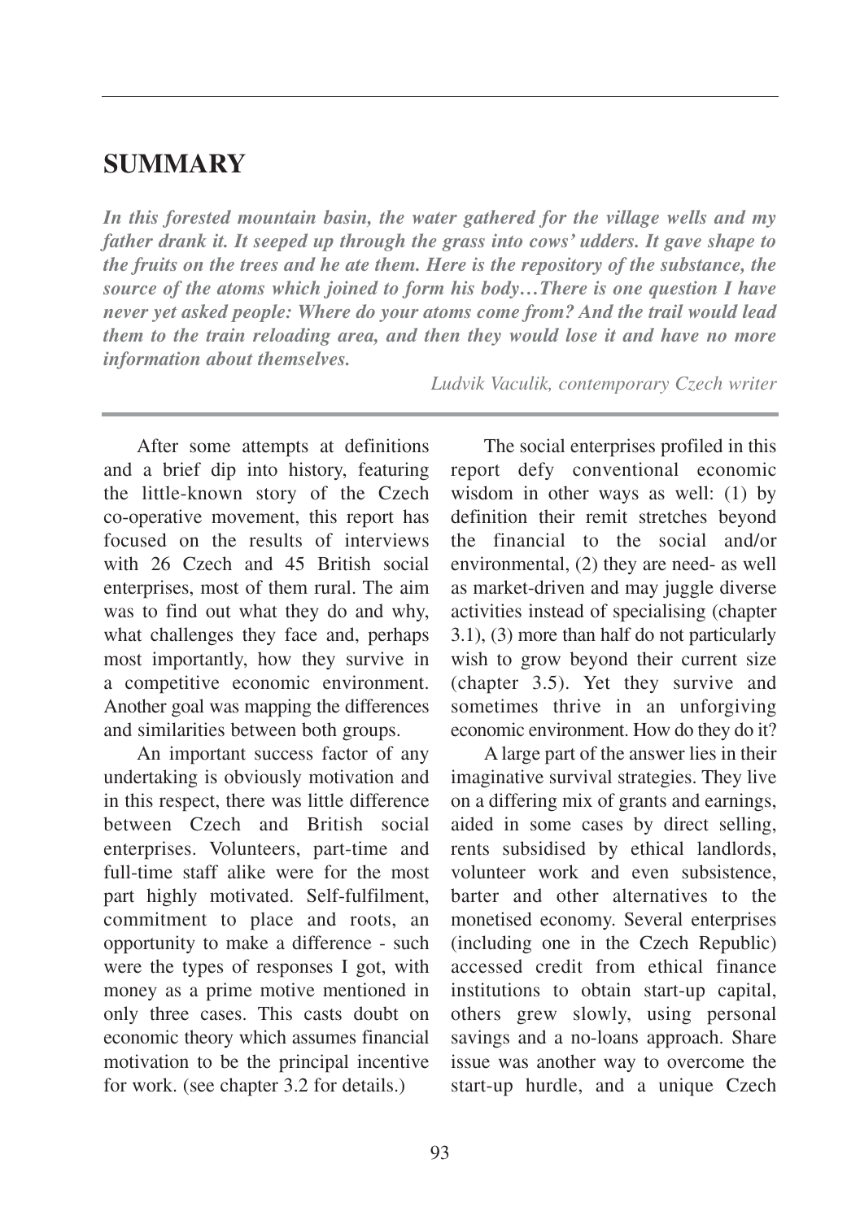# SUMMARY

***In this forested mountain basin, the water gathered for the village wells and my father drank it. It seeped up through the grass into cows' udders. It gave shape to the fruits on the trees and he ate them. Here is the repository of the substance, the source of the atoms which joined to form his body…There is one question I have never yet asked people: Where do your atoms come from? And the trail would lead them to the train reloading area, and then they would lose it and have no more information about themselves.***

*Ludvik Vaculik, contemporary Czech writer*

After some attempts at definitions and a brief dip into history, featuring the little-known story of the Czech co-operative movement, this report has focused on the results of interviews with 26 Czech and 45 British social enterprises, most of them rural. The aim was to find out what they do and why, what challenges they face and, perhaps most importantly, how they survive in a competitive economic environment. Another goal was mapping the differences and similarities between both groups.

An important success factor of any undertaking is obviously motivation and in this respect, there was little difference between Czech and British social enterprises. Volunteers, part-time and full-time staff alike were for the most part highly motivated. Self-fulfilment, commitment to place and roots, an opportunity to make a difference - such were the types of responses I got, with money as a prime motive mentioned in only three cases. This casts doubt on economic theory which assumes financial motivation to be the principal incentive for work. (see chapter 3.2 for details.)

The social enterprises profiled in this report defy conventional economic wisdom in other ways as well: (1) by definition their remit stretches beyond the financial to the social and/or environmental, (2) they are need- as well as market-driven and may juggle diverse activities instead of specialising (chapter 3.1), (3) more than half do not particularly wish to grow beyond their current size (chapter 3.5). Yet they survive and sometimes thrive in an unforgiving economic environment. How do they do it?

A large part of the answer lies in their imaginative survival strategies. They live on a differing mix of grants and earnings, aided in some cases by direct selling, rents subsidised by ethical landlords, volunteer work and even subsistence, barter and other alternatives to the monetised economy. Several enterprises (including one in the Czech Republic) accessed credit from ethical finance institutions to obtain start-up capital, others grew slowly, using personal savings and a no-loans approach. Share issue was another way to overcome the start-up hurdle, and a unique Czech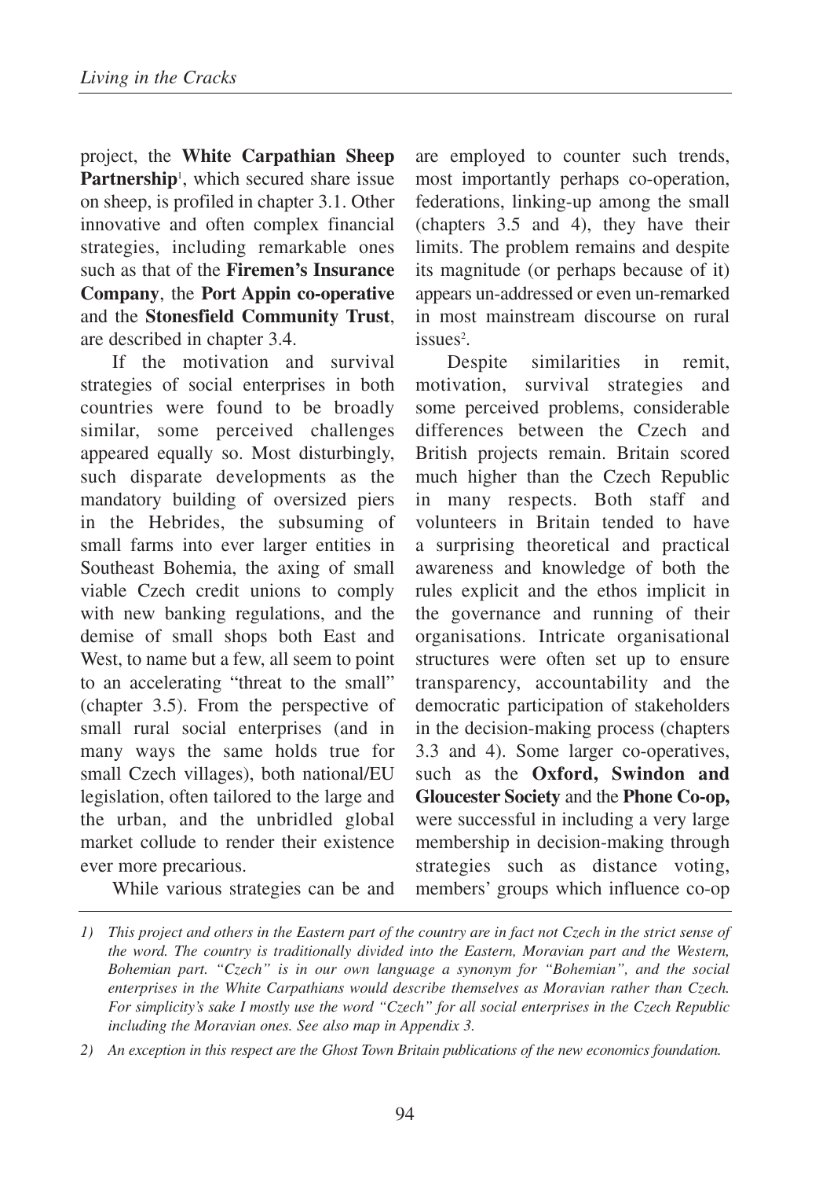project, the **White Carpathian Sheep Partnership**[1], which secured share issue on sheep, is profiled in chapter 3.1. Other innovative and often complex financial strategies, including remarkable ones such as that of the **Firemen's Insurance Company**, the **Port Appin co-operative** and the **Stonesfield Community Trust**, are described in chapter 3.4.

If the motivation and survival strategies of social enterprises in both countries were found to be broadly similar, some perceived challenges appeared equally so. Most disturbingly, such disparate developments as the mandatory building of oversized piers in the Hebrides, the subsuming of small farms into ever larger entities in Southeast Bohemia, the axing of small viable Czech credit unions to comply with new banking regulations, and the demise of small shops both East and West, to name but a few, all seem to point to an accelerating "threat to the small" (chapter 3.5). From the perspective of small rural social enterprises (and in many ways the same holds true for small Czech villages), both national/EU legislation, often tailored to the large and the urban, and the unbridled global market collude to render their existence ever more precarious.

While various strategies can be and are employed to counter such trends, most importantly perhaps co-operation, federations, linking-up among the small (chapters 3.5 and 4), they have their limits. The problem remains and despite its magnitude (or perhaps because of it) appears un-addressed or even un-remarked in most mainstream discourse on rural issues[2].

Despite similarities in remit, motivation, survival strategies and some perceived problems, considerable differences between the Czech and British projects remain. Britain scored much higher than the Czech Republic in many respects. Both staff and volunteers in Britain tended to have a surprising theoretical and practical awareness and knowledge of both the rules explicit and the ethos implicit in the governance and running of their organisations. Intricate organisational structures were often set up to ensure transparency, accountability and the democratic participation of stakeholders in the decision-making process (chapters 3.3 and 4). Some larger co-operatives, such as the **Oxford, Swindon and Gloucester Society** and the **Phone Co-op,** were successful in including a very large membership in decision-making through strategies such as distance voting, members' groups which influence co-op

---

*1) This project and others in the Eastern part of the country are in fact not Czech in the strict sense of the word. The country is traditionally divided into the Eastern, Moravian part and the Western, Bohemian part. "Czech" is in our own language a synonym for "Bohemian", and the social enterprises in the White Carpathians would describe themselves as Moravian rather than Czech. For simplicity's sake I mostly use the word "Czech" for all social enterprises in the Czech Republic including the Moravian ones. See also map in Appendix 3.*

*2) An exception in this respect are the Ghost Town Britain publications of the new economics foundation.*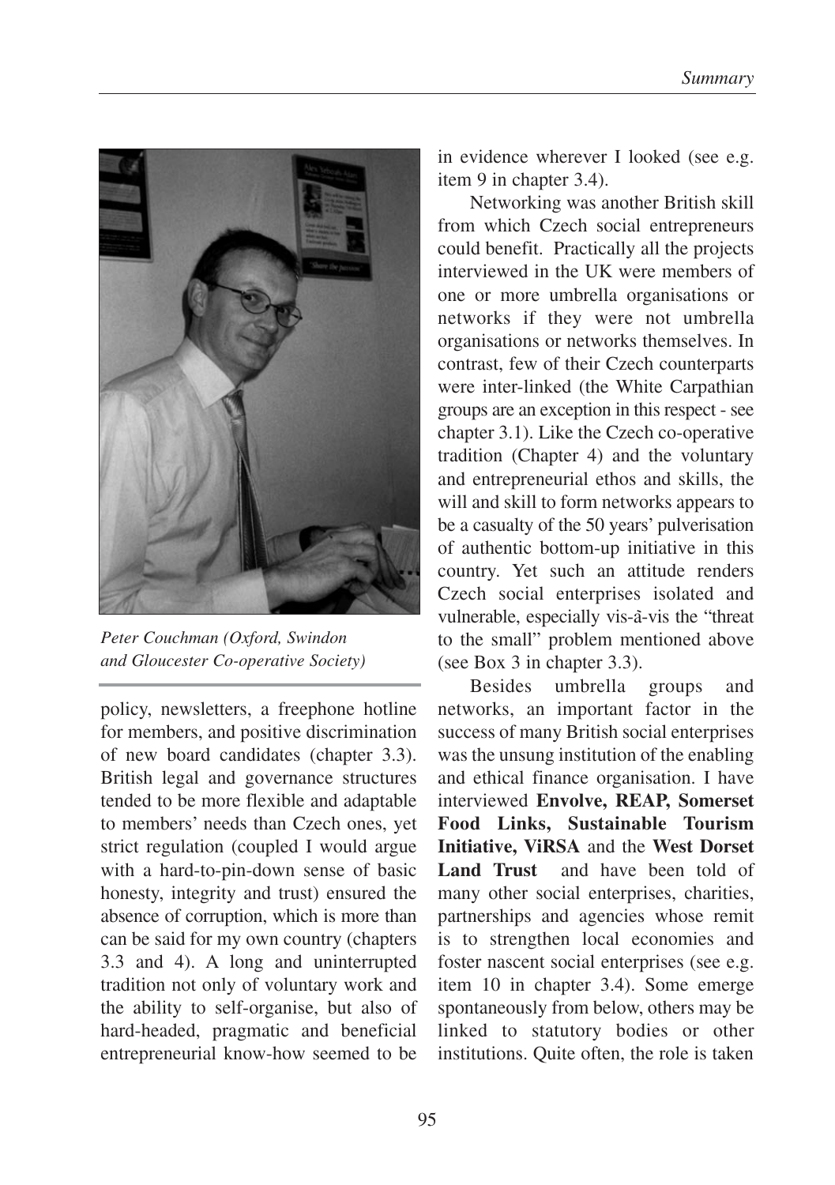*Peter Couchman (Oxford, Swindon and Gloucester Co-operative Society)*

policy, newsletters, a freephone hotline for members, and positive discrimination of new board candidates (chapter 3.3). British legal and governance structures tended to be more flexible and adaptable to members' needs than Czech ones, yet strict regulation (coupled I would argue with a hard-to-pin-down sense of basic honesty, integrity and trust) ensured the absence of corruption, which is more than can be said for my own country (chapters 3.3 and 4). A long and uninterrupted tradition not only of voluntary work and the ability to self-organise, but also of hard-headed, pragmatic and beneficial entrepreneurial know-how seemed to be in evidence wherever I looked (see e.g. item 9 in chapter 3.4).

Networking was another British skill from which Czech social entrepreneurs could benefit. Practically all the projects interviewed in the UK were members of one or more umbrella organisations or networks if they were not umbrella organisations or networks themselves. In contrast, few of their Czech counterparts were inter-linked (the White Carpathian groups are an exception in this respect - see chapter 3.1). Like the Czech co-operative tradition (Chapter 4) and the voluntary and entrepreneurial ethos and skills, the will and skill to form networks appears to be a casualty of the 50 years' pulverisation of authentic bottom-up initiative in this country. Yet such an attitude renders Czech social enterprises isolated and vulnerable, especially vis-â-vis the "threat to the small" problem mentioned above (see Box 3 in chapter 3.3).

Besides umbrella groups and networks, an important factor in the success of many British social enterprises was the unsung institution of the enabling and ethical finance organisation. I have interviewed **Envolve, REAP, Somerset Food Links, Sustainable Tourism Initiative, ViRSA** and the **West Dorset Land Trust** and have been told of many other social enterprises, charities, partnerships and agencies whose remit is to strengthen local economies and foster nascent social enterprises (see e.g. item 10 in chapter 3.4). Some emerge spontaneously from below, others may be linked to statutory bodies or other institutions. Quite often, the role is taken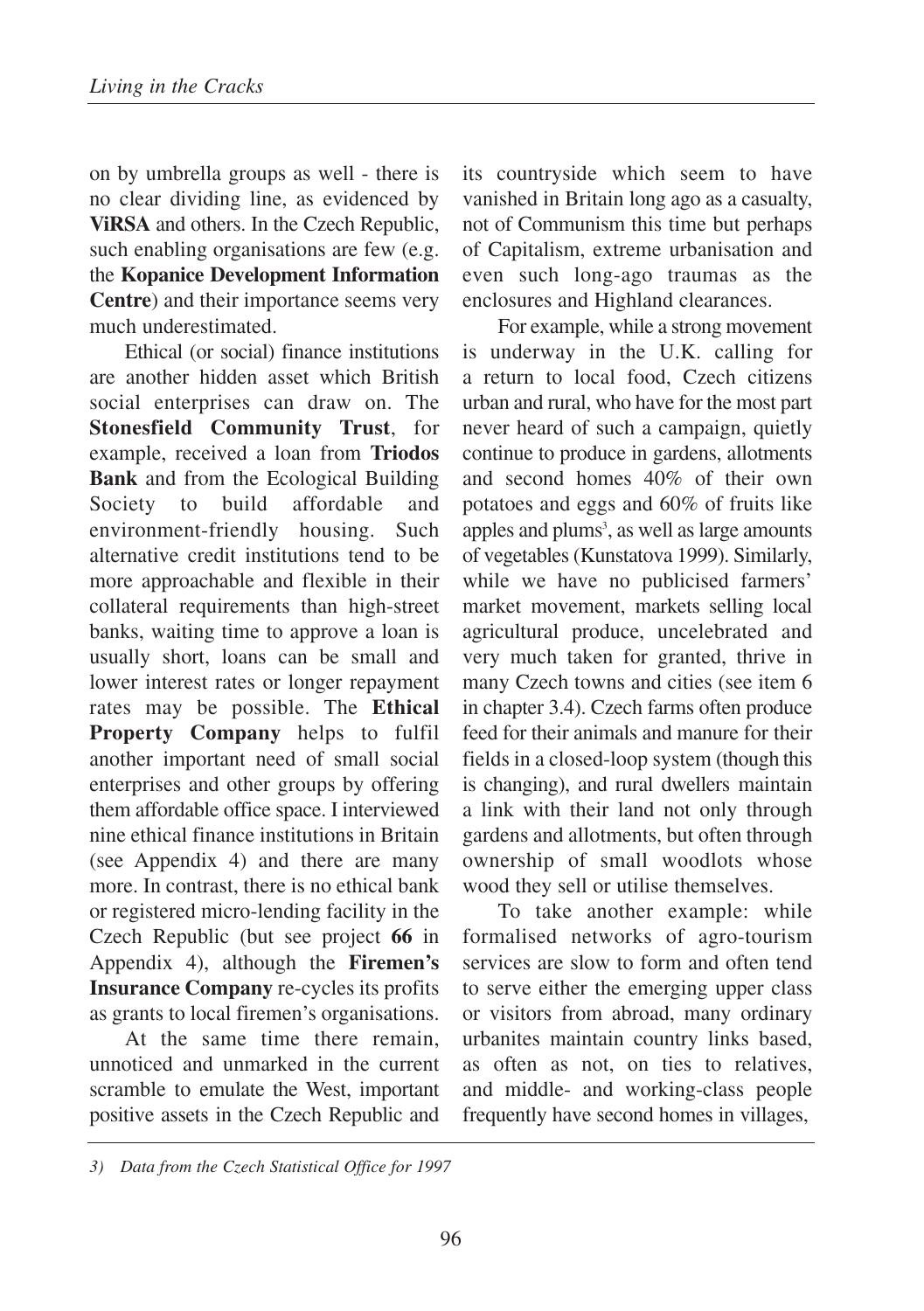on by umbrella groups as well - there is no clear dividing line, as evidenced by **ViRSA** and others. In the Czech Republic, such enabling organisations are few (e.g. the **Kopanice Development Information Centre**) and their importance seems very much underestimated.

Ethical (or social) finance institutions are another hidden asset which British social enterprises can draw on. The **Stonesfield Community Trust**, for example, received a loan from **Triodos Bank** and from the Ecological Building Society to build affordable and environment-friendly housing. Such alternative credit institutions tend to be more approachable and flexible in their collateral requirements than high-street banks, waiting time to approve a loan is usually short, loans can be small and lower interest rates or longer repayment rates may be possible. The **Ethical Property Company** helps to fulfil another important need of small social enterprises and other groups by offering them affordable office space. I interviewed nine ethical finance institutions in Britain (see Appendix 4) and there are many more. In contrast, there is no ethical bank or registered micro-lending facility in the Czech Republic (but see project **66** in Appendix 4), although the **Firemen's Insurance Company** re-cycles its profits as grants to local firemen's organisations.

At the same time there remain, unnoticed and unmarked in the current scramble to emulate the West, important positive assets in the Czech Republic and its countryside which seem to have vanished in Britain long ago as a casualty, not of Communism this time but perhaps of Capitalism, extreme urbanisation and even such long-ago traumas as the enclosures and Highland clearances.

For example, while a strong movement is underway in the U.K. calling for a return to local food, Czech citizens urban and rural, who have for the most part never heard of such a campaign, quietly continue to produce in gardens, allotments and second homes 40% of their own potatoes and eggs and 60% of fruits like apples and plums[3], as well as large amounts of vegetables (Kunstatova 1999). Similarly, while we have no publicised farmers' market movement, markets selling local agricultural produce, uncelebrated and very much taken for granted, thrive in many Czech towns and cities (see item 6 in chapter 3.4). Czech farms often produce feed for their animals and manure for their fields in a closed-loop system (though this is changing), and rural dwellers maintain a link with their land not only through gardens and allotments, but often through ownership of small woodlots whose wood they sell or utilise themselves.

To take another example: while formalised networks of agro-tourism services are slow to form and often tend to serve either the emerging upper class or visitors from abroad, many ordinary urbanites maintain country links based, as often as not, on ties to relatives, and middle- and working-class people frequently have second homes in villages,

*3) Data from the Czech Statistical Office for 1997*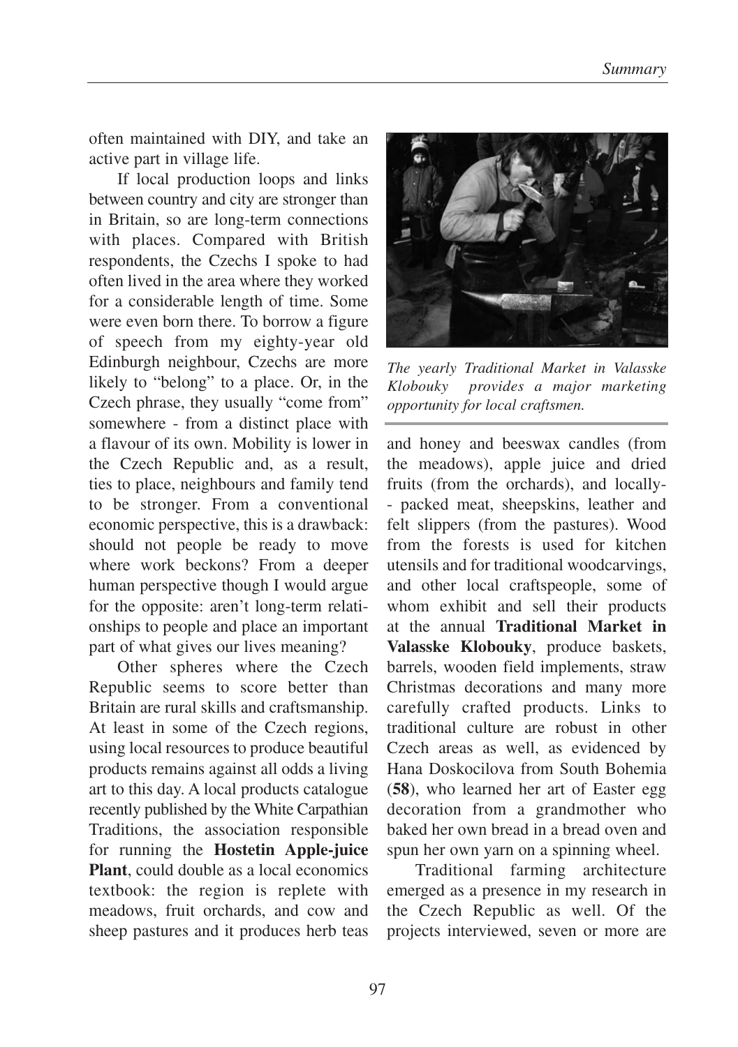often maintained with DIY, and take an active part in village life.

If local production loops and links between country and city are stronger than in Britain, so are long-term connections with places. Compared with British respondents, the Czechs I spoke to had often lived in the area where they worked for a considerable length of time. Some were even born there. To borrow a figure of speech from my eighty-year old Edinburgh neighbour, Czechs are more likely to "belong" to a place. Or, in the Czech phrase, they usually "come from" somewhere - from a distinct place with a flavour of its own. Mobility is lower in the Czech Republic and, as a result, ties to place, neighbours and family tend to be stronger. From a conventional economic perspective, this is a drawback: should not people be ready to move where work beckons? From a deeper human perspective though I would argue for the opposite: aren't long-term relationships to people and place an important part of what gives our lives meaning?

Other spheres where the Czech Republic seems to score better than Britain are rural skills and craftsmanship. At least in some of the Czech regions, using local resources to produce beautiful products remains against all odds a living art to this day. A local products catalogue recently published by the White Carpathian Traditions, the association responsible for running the **Hostetin Apple-juice Plant**, could double as a local economics textbook: the region is replete with meadows, fruit orchards, and cow and sheep pastures and it produces herb teas and honey and beeswax candles (from the meadows), apple juice and dried fruits (from the orchards), and locally-- packed meat, sheepskins, leather and felt slippers (from the pastures). Wood from the forests is used for kitchen utensils and for traditional woodcarvings, and other local craftspeople, some of whom exhibit and sell their products at the annual **Traditional Market in Valasske Klobouky**, produce baskets, barrels, wooden field implements, straw Christmas decorations and many more carefully crafted products. Links to traditional culture are robust in other Czech areas as well, as evidenced by Hana Doskocilova from South Bohemia (**58**), who learned her art of Easter egg decoration from a grandmother who baked her own bread in a bread oven and spun her own yarn on a spinning wheel.

*The yearly Traditional Market in Valasske Klobouky provides a major marketing opportunity for local craftsmen.*

Traditional farming architecture emerged as a presence in my research in the Czech Republic as well. Of the projects interviewed, seven or more are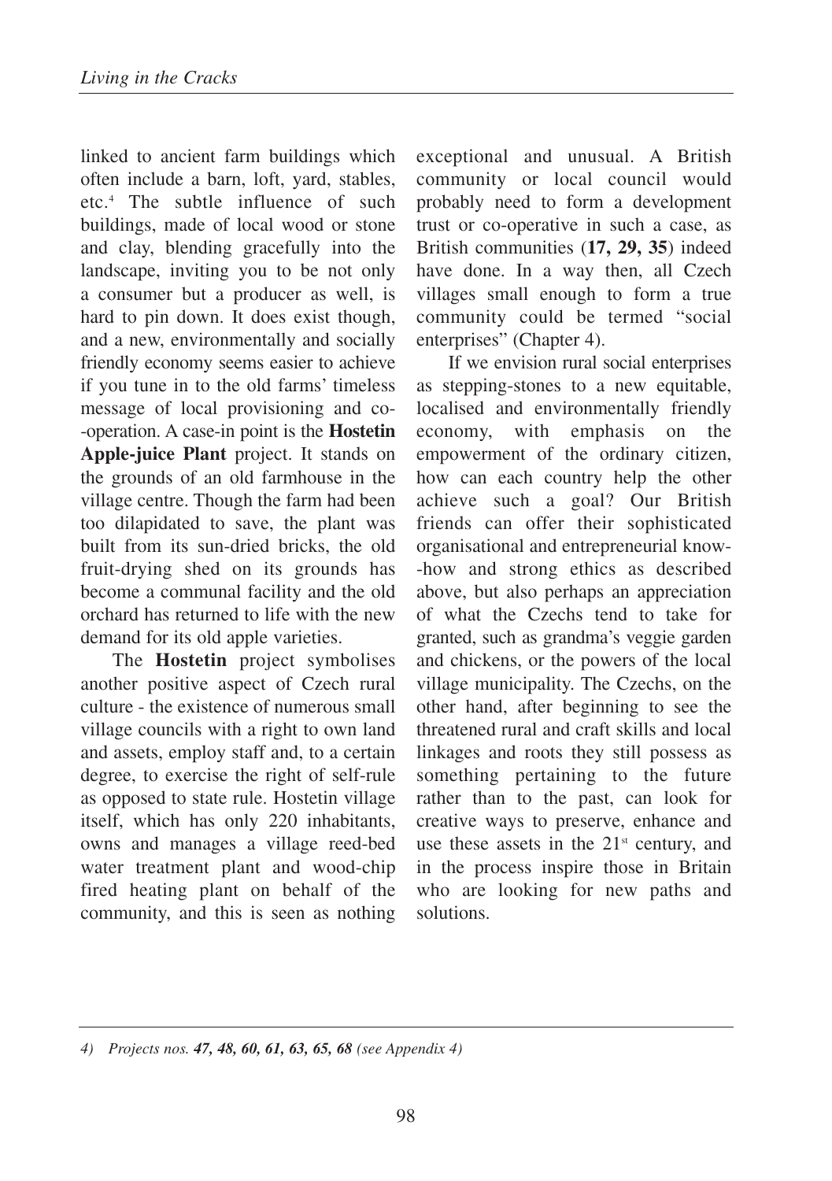linked to ancient farm buildings which often include a barn, loft, yard, stables, etc.[4] The subtle influence of such buildings, made of local wood or stone and clay, blending gracefully into the landscape, inviting you to be not only a consumer but a producer as well, is hard to pin down. It does exist though, and a new, environmentally and socially friendly economy seems easier to achieve if you tune in to the old farms' timeless message of local provisioning and co-operation. A case-in point is the **Hostetin Apple-juice Plant** project. It stands on the grounds of an old farmhouse in the village centre. Though the farm had been too dilapidated to save, the plant was built from its sun-dried bricks, the old fruit-drying shed on its grounds has become a communal facility and the old orchard has returned to life with the new demand for its old apple varieties.

The **Hostetin** project symbolises another positive aspect of Czech rural culture - the existence of numerous small village councils with a right to own land and assets, employ staff and, to a certain degree, to exercise the right of self-rule as opposed to state rule. Hostetin village itself, which has only 220 inhabitants, owns and manages a village reed-bed water treatment plant and wood-chip fired heating plant on behalf of the community, and this is seen as nothing exceptional and unusual. A British community or local council would probably need to form a development trust or co-operative in such a case, as British communities (**17, 29, 35**) indeed have done. In a way then, all Czech villages small enough to form a true community could be termed "social enterprises" (Chapter 4).

If we envision rural social enterprises as stepping-stones to a new equitable, localised and environmentally friendly economy, with emphasis on the empowerment of the ordinary citizen, how can each country help the other achieve such a goal? Our British friends can offer their sophisticated organisational and entrepreneurial know-how and strong ethics as described above, but also perhaps an appreciation of what the Czechs tend to take for granted, such as grandma's veggie garden and chickens, or the powers of the local village municipality. The Czechs, on the other hand, after beginning to see the threatened rural and craft skills and local linkages and roots they still possess as something pertaining to the future rather than to the past, can look for creative ways to preserve, enhance and use these assets in the 21st century, and in the process inspire those in Britain who are looking for new paths and solutions.

---

*4) Projects nos.* ***47, 48, 60, 61, 63, 65, 68*** *(see Appendix 4)*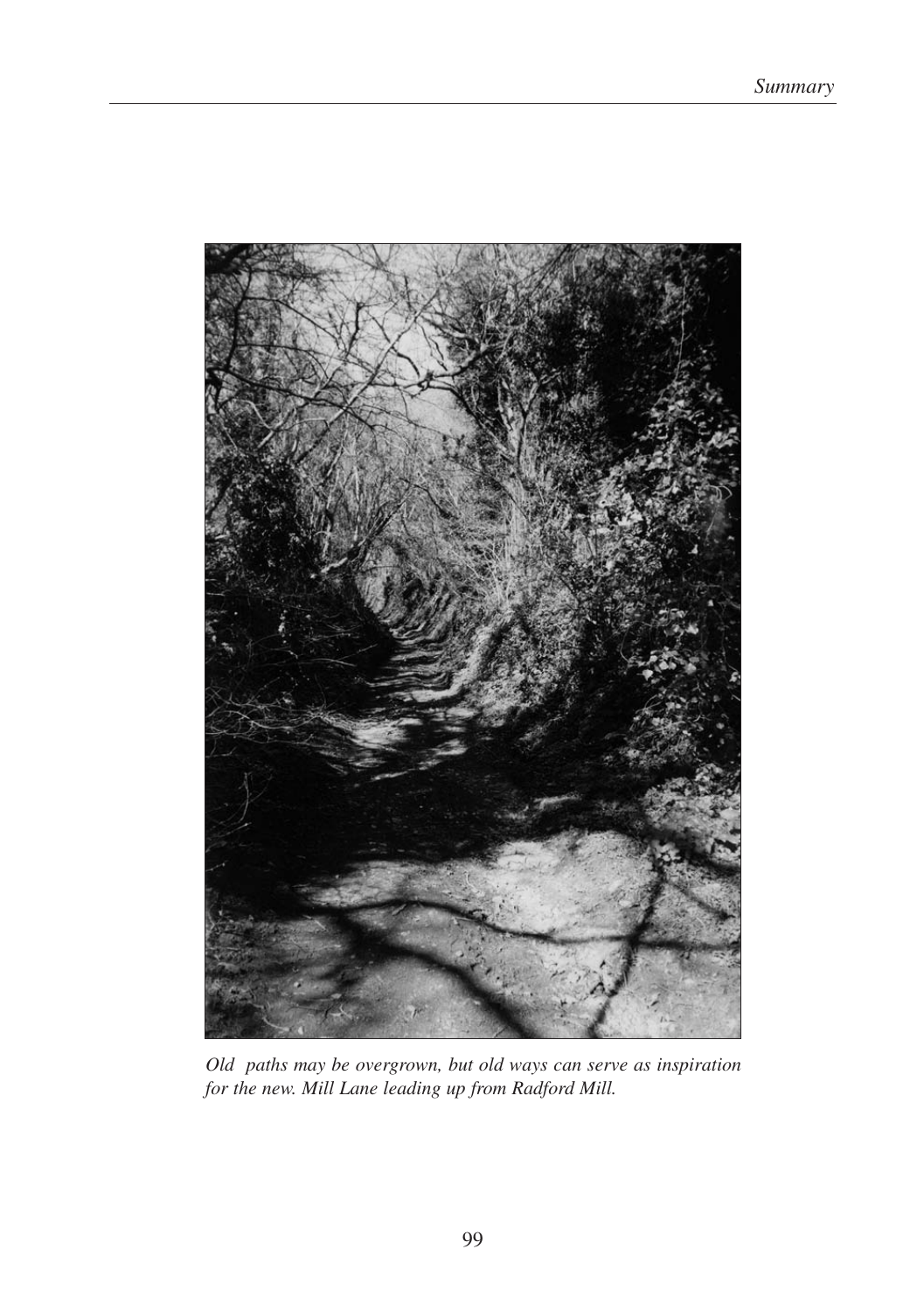*Old paths may be overgrown, but old ways can serve as inspiration for the new. Mill Lane leading up from Radford Mill.*